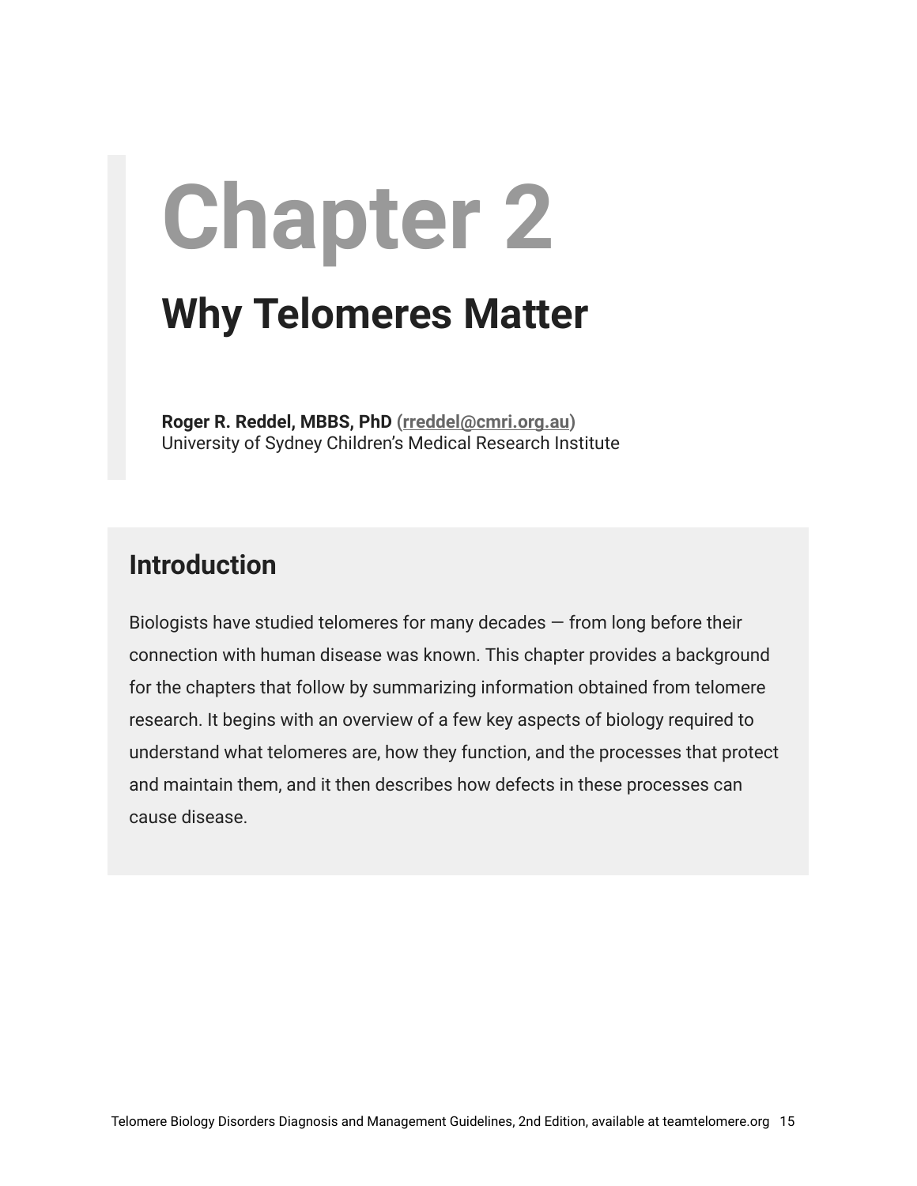# Chapter 2

## Why Telomeres Matter

**Roger R. Reddel, MBBS, PhD (rreddel@cmri.org.au)**
University of Sydney Children's Medical Research Institute

## Introduction

Biologists have studied telomeres for many decades — from long before their connection with human disease was known. This chapter provides a background for the chapters that follow by summarizing information obtained from telomere research. It begins with an overview of a few key aspects of biology required to understand what telomeres are, how they function, and the processes that protect and maintain them, and it then describes how defects in these processes can cause disease.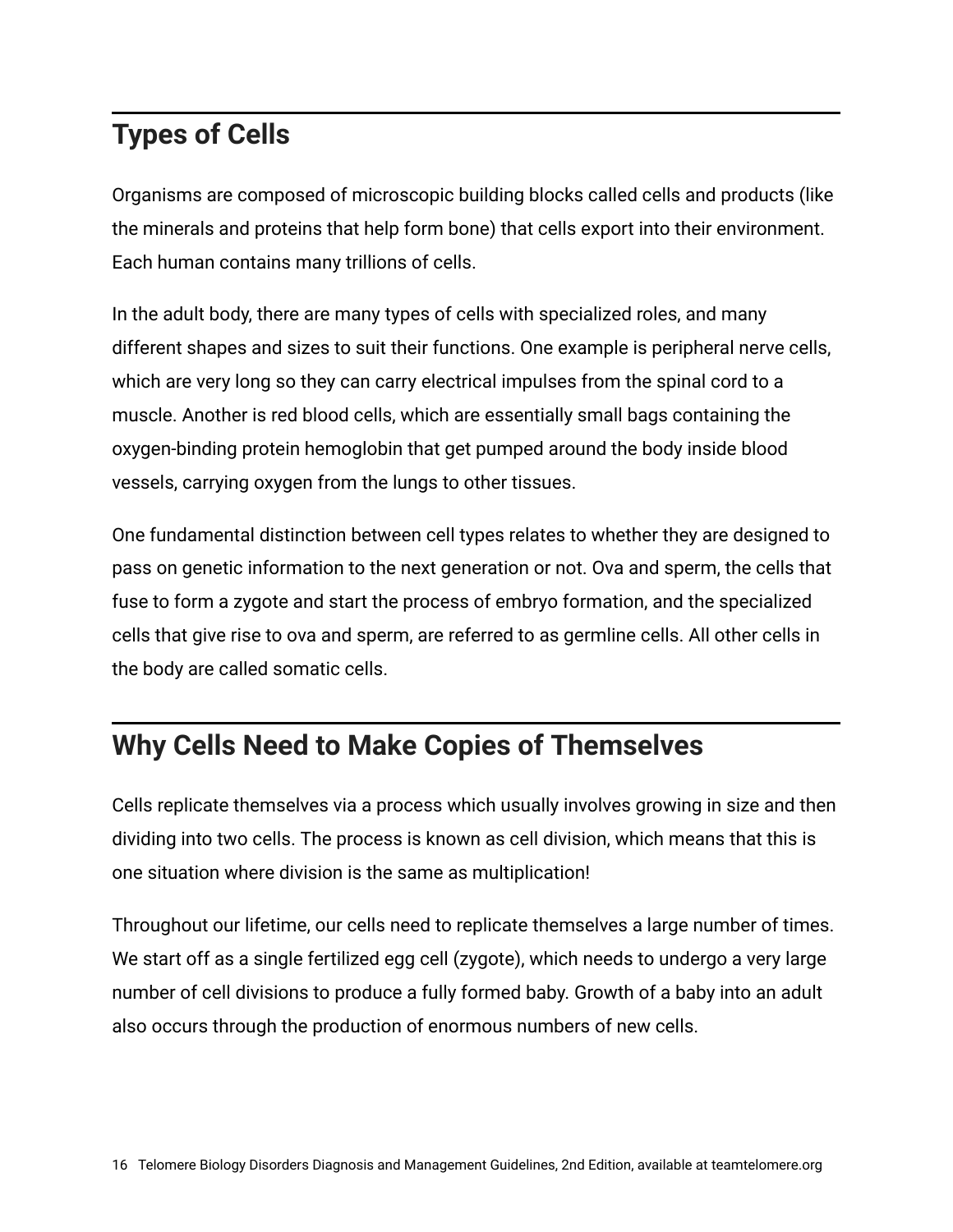## Types of Cells

Organisms are composed of microscopic building blocks called cells and products (like the minerals and proteins that help form bone) that cells export into their environment. Each human contains many trillions of cells.

In the adult body, there are many types of cells with specialized roles, and many different shapes and sizes to suit their functions. One example is peripheral nerve cells, which are very long so they can carry electrical impulses from the spinal cord to a muscle. Another is red blood cells, which are essentially small bags containing the oxygen-binding protein hemoglobin that get pumped around the body inside blood vessels, carrying oxygen from the lungs to other tissues.

One fundamental distinction between cell types relates to whether they are designed to pass on genetic information to the next generation or not. Ova and sperm, the cells that fuse to form a zygote and start the process of embryo formation, and the specialized cells that give rise to ova and sperm, are referred to as germline cells. All other cells in the body are called somatic cells.

## Why Cells Need to Make Copies of Themselves

Cells replicate themselves via a process which usually involves growing in size and then dividing into two cells. The process is known as cell division, which means that this is one situation where division is the same as multiplication!

Throughout our lifetime, our cells need to replicate themselves a large number of times. We start off as a single fertilized egg cell (zygote), which needs to undergo a very large number of cell divisions to produce a fully formed baby. Growth of a baby into an adult also occurs through the production of enormous numbers of new cells.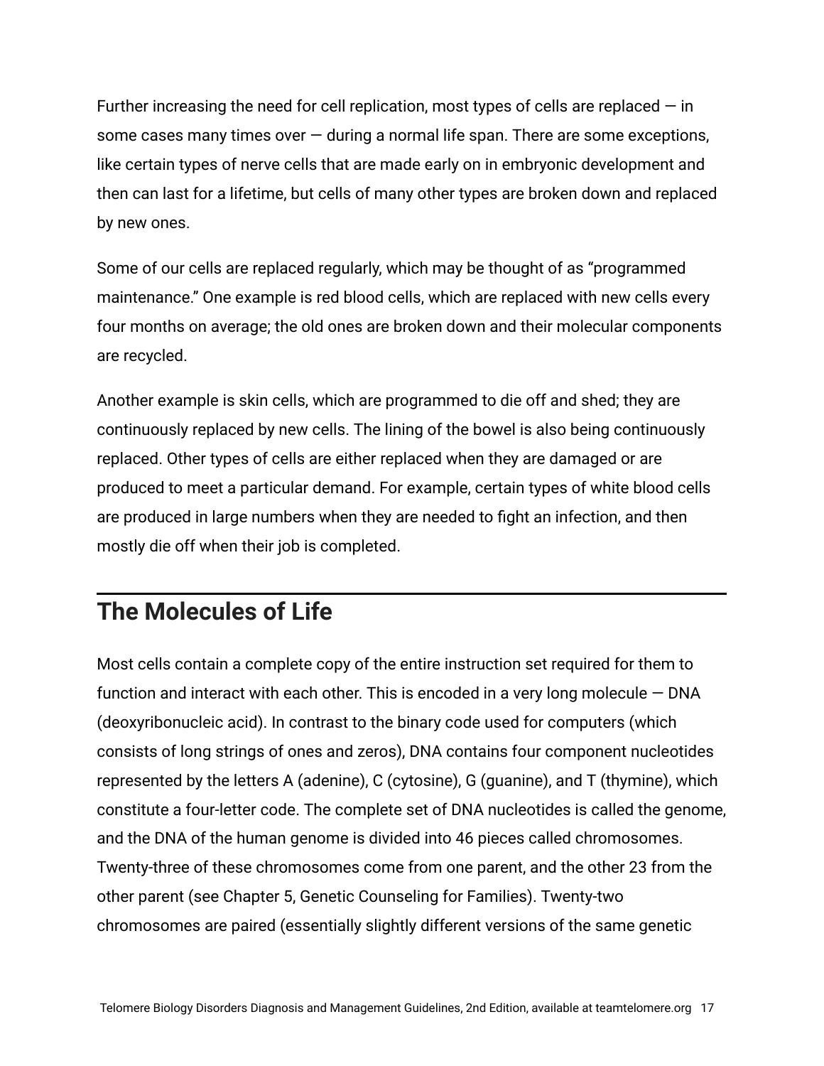Further increasing the need for cell replication, most types of cells are replaced — in some cases many times over — during a normal life span. There are some exceptions, like certain types of nerve cells that are made early on in embryonic development and then can last for a lifetime, but cells of many other types are broken down and replaced by new ones.

Some of our cells are replaced regularly, which may be thought of as "programmed maintenance." One example is red blood cells, which are replaced with new cells every four months on average; the old ones are broken down and their molecular components are recycled.

Another example is skin cells, which are programmed to die off and shed; they are continuously replaced by new cells. The lining of the bowel is also being continuously replaced. Other types of cells are either replaced when they are damaged or are produced to meet a particular demand. For example, certain types of white blood cells are produced in large numbers when they are needed to fight an infection, and then mostly die off when their job is completed.

## The Molecules of Life

Most cells contain a complete copy of the entire instruction set required for them to function and interact with each other. This is encoded in a very long molecule — DNA (deoxyribonucleic acid). In contrast to the binary code used for computers (which consists of long strings of ones and zeros), DNA contains four component nucleotides represented by the letters A (adenine), C (cytosine), G (guanine), and T (thymine), which constitute a four-letter code. The complete set of DNA nucleotides is called the genome, and the DNA of the human genome is divided into 46 pieces called chromosomes. Twenty-three of these chromosomes come from one parent, and the other 23 from the other parent (see Chapter 5, Genetic Counseling for Families). Twenty-two chromosomes are paired (essentially slightly different versions of the same genetic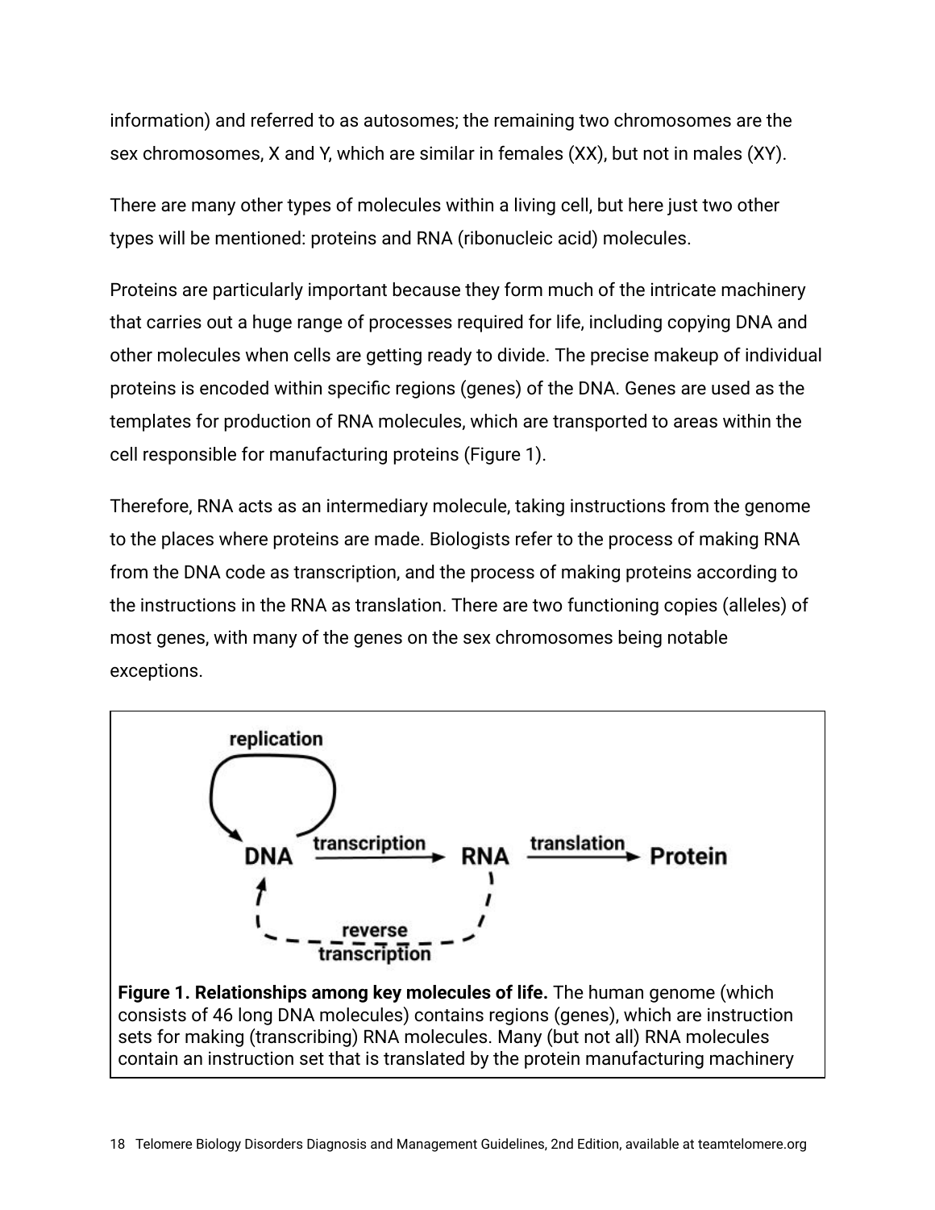information) and referred to as autosomes; the remaining two chromosomes are the sex chromosomes, X and Y, which are similar in females (XX), but not in males (XY).

There are many other types of molecules within a living cell, but here just two other types will be mentioned: proteins and RNA (ribonucleic acid) molecules.

Proteins are particularly important because they form much of the intricate machinery that carries out a huge range of processes required for life, including copying DNA and other molecules when cells are getting ready to divide. The precise makeup of individual proteins is encoded within specific regions (genes) of the DNA. Genes are used as the templates for production of RNA molecules, which are transported to areas within the cell responsible for manufacturing proteins (Figure 1).

Therefore, RNA acts as an intermediary molecule, taking instructions from the genome to the places where proteins are made. Biologists refer to the process of making RNA from the DNA code as transcription, and the process of making proteins according to the instructions in the RNA as translation. There are two functioning copies (alleles) of most genes, with many of the genes on the sex chromosomes being notable exceptions.

replication

DNA —transcription→ RNA —translation→ Protein

reverse transcription

**Figure 1. Relationships among key molecules of life.** The human genome (which consists of 46 long DNA molecules) contains regions (genes), which are instruction sets for making (transcribing) RNA molecules. Many (but not all) RNA molecules contain an instruction set that is translated by the protein manufacturing machinery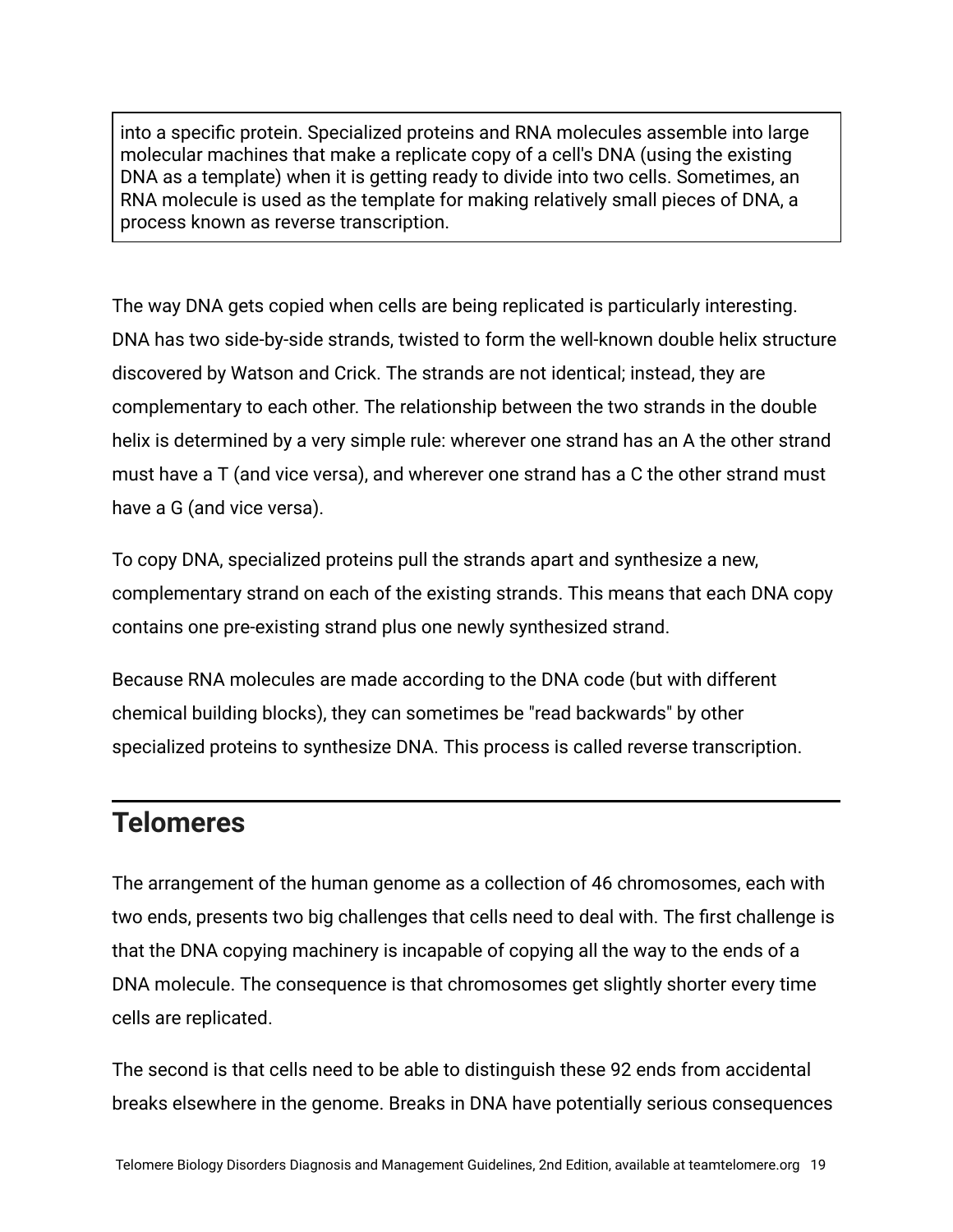> into a specific protein. Specialized proteins and RNA molecules assemble into large molecular machines that make a replicate copy of a cell's DNA (using the existing DNA as a template) when it is getting ready to divide into two cells. Sometimes, an RNA molecule is used as the template for making relatively small pieces of DNA, a process known as reverse transcription.

The way DNA gets copied when cells are being replicated is particularly interesting. DNA has two side-by-side strands, twisted to form the well-known double helix structure discovered by Watson and Crick. The strands are not identical; instead, they are complementary to each other. The relationship between the two strands in the double helix is determined by a very simple rule: wherever one strand has an A the other strand must have a T (and vice versa), and wherever one strand has a C the other strand must have a G (and vice versa).

To copy DNA, specialized proteins pull the strands apart and synthesize a new, complementary strand on each of the existing strands. This means that each DNA copy contains one pre-existing strand plus one newly synthesized strand.

Because RNA molecules are made according to the DNA code (but with different chemical building blocks), they can sometimes be "read backwards" by other specialized proteins to synthesize DNA. This process is called reverse transcription.

## Telomeres

The arrangement of the human genome as a collection of 46 chromosomes, each with two ends, presents two big challenges that cells need to deal with. The first challenge is that the DNA copying machinery is incapable of copying all the way to the ends of a DNA molecule. The consequence is that chromosomes get slightly shorter every time cells are replicated.

The second is that cells need to be able to distinguish these 92 ends from accidental breaks elsewhere in the genome. Breaks in DNA have potentially serious consequences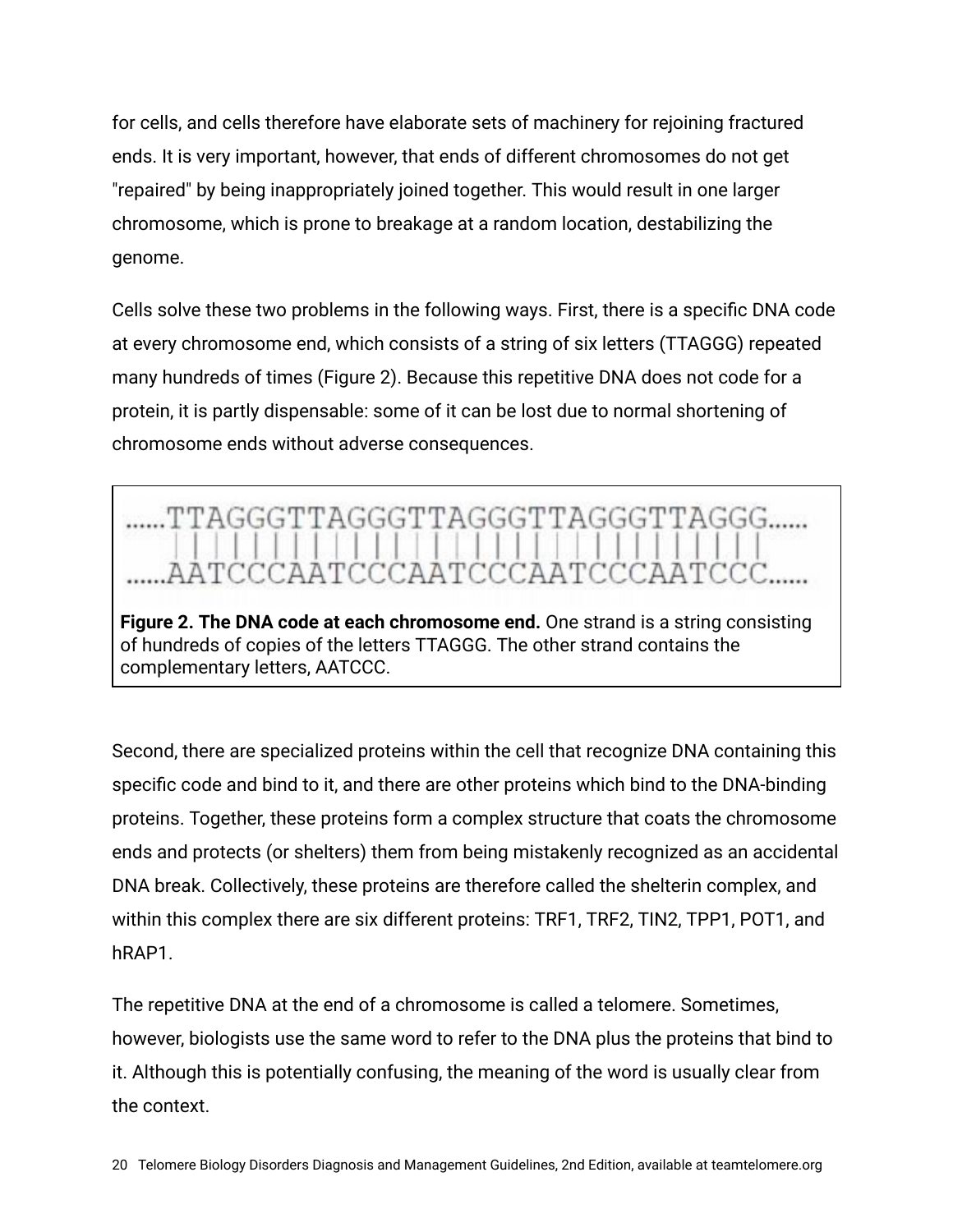for cells, and cells therefore have elaborate sets of machinery for rejoining fractured ends. It is very important, however, that ends of different chromosomes do not get "repaired" by being inappropriately joined together. This would result in one larger chromosome, which is prone to breakage at a random location, destabilizing the genome.

Cells solve these two problems in the following ways. First, there is a specific DNA code at every chromosome end, which consists of a string of six letters (TTAGGG) repeated many hundreds of times (Figure 2). Because this repetitive DNA does not code for a protein, it is partly dispensable: some of it can be lost due to normal shortening of chromosome ends without adverse consequences.

```
......TTAGGGTTAGGGTTAGGGTTAGGGTTAGGG......
      ||||||||||||||||||||||||||||||
......AATCCCAATCCCAATCCCAATCCCAATCCC......
```

**Figure 2. The DNA code at each chromosome end.** One strand is a string consisting of hundreds of copies of the letters TTAGGG. The other strand contains the complementary letters, AATCCC.

Second, there are specialized proteins within the cell that recognize DNA containing this specific code and bind to it, and there are other proteins which bind to the DNA-binding proteins. Together, these proteins form a complex structure that coats the chromosome ends and protects (or shelters) them from being mistakenly recognized as an accidental DNA break. Collectively, these proteins are therefore called the shelterin complex, and within this complex there are six different proteins: TRF1, TRF2, TIN2, TPP1, POT1, and hRAP1.

The repetitive DNA at the end of a chromosome is called a telomere. Sometimes, however, biologists use the same word to refer to the DNA plus the proteins that bind to it. Although this is potentially confusing, the meaning of the word is usually clear from the context.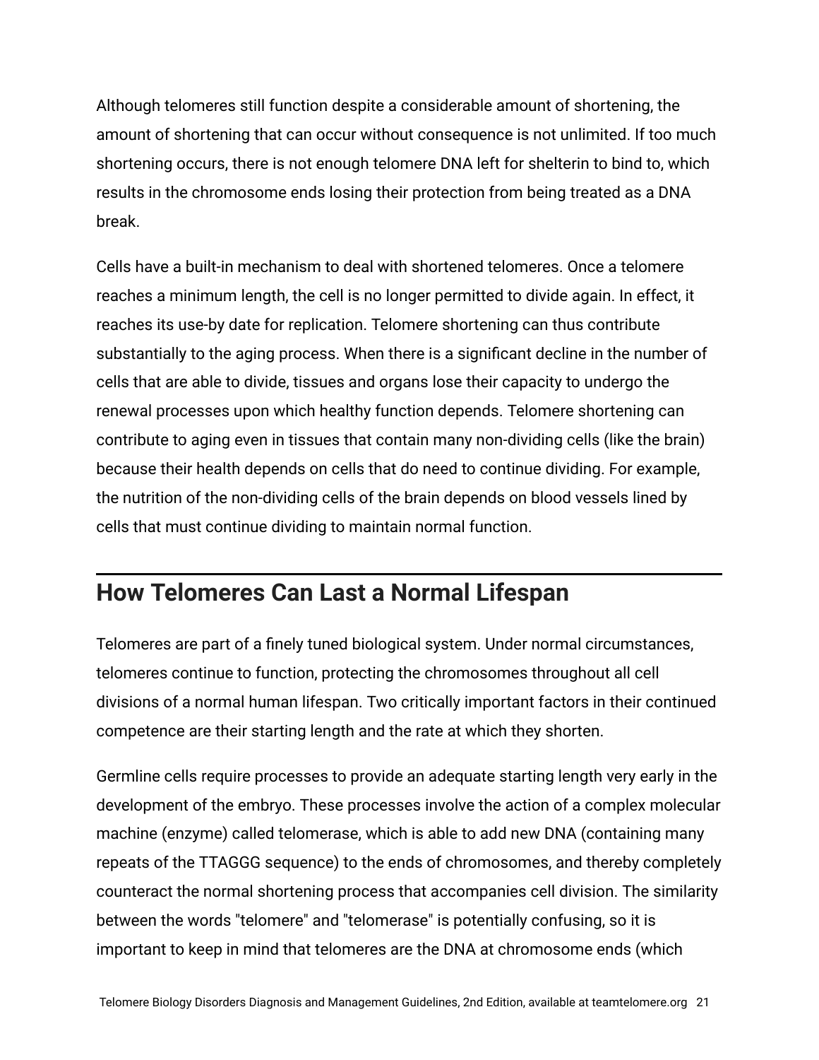Although telomeres still function despite a considerable amount of shortening, the amount of shortening that can occur without consequence is not unlimited. If too much shortening occurs, there is not enough telomere DNA left for shelterin to bind to, which results in the chromosome ends losing their protection from being treated as a DNA break.

Cells have a built-in mechanism to deal with shortened telomeres. Once a telomere reaches a minimum length, the cell is no longer permitted to divide again. In effect, it reaches its use-by date for replication. Telomere shortening can thus contribute substantially to the aging process. When there is a significant decline in the number of cells that are able to divide, tissues and organs lose their capacity to undergo the renewal processes upon which healthy function depends. Telomere shortening can contribute to aging even in tissues that contain many non-dividing cells (like the brain) because their health depends on cells that do need to continue dividing. For example, the nutrition of the non-dividing cells of the brain depends on blood vessels lined by cells that must continue dividing to maintain normal function.

## How Telomeres Can Last a Normal Lifespan

Telomeres are part of a finely tuned biological system. Under normal circumstances, telomeres continue to function, protecting the chromosomes throughout all cell divisions of a normal human lifespan. Two critically important factors in their continued competence are their starting length and the rate at which they shorten.

Germline cells require processes to provide an adequate starting length very early in the development of the embryo. These processes involve the action of a complex molecular machine (enzyme) called telomerase, which is able to add new DNA (containing many repeats of the TTAGGG sequence) to the ends of chromosomes, and thereby completely counteract the normal shortening process that accompanies cell division. The similarity between the words "telomere" and "telomerase" is potentially confusing, so it is important to keep in mind that telomeres are the DNA at chromosome ends (which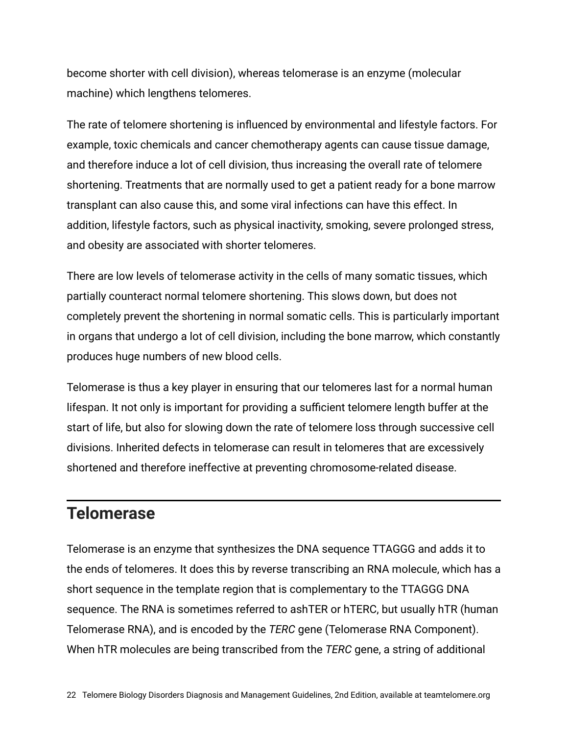become shorter with cell division), whereas telomerase is an enzyme (molecular machine) which lengthens telomeres.

The rate of telomere shortening is influenced by environmental and lifestyle factors. For example, toxic chemicals and cancer chemotherapy agents can cause tissue damage, and therefore induce a lot of cell division, thus increasing the overall rate of telomere shortening. Treatments that are normally used to get a patient ready for a bone marrow transplant can also cause this, and some viral infections can have this effect. In addition, lifestyle factors, such as physical inactivity, smoking, severe prolonged stress, and obesity are associated with shorter telomeres.

There are low levels of telomerase activity in the cells of many somatic tissues, which partially counteract normal telomere shortening. This slows down, but does not completely prevent the shortening in normal somatic cells. This is particularly important in organs that undergo a lot of cell division, including the bone marrow, which constantly produces huge numbers of new blood cells.

Telomerase is thus a key player in ensuring that our telomeres last for a normal human lifespan. It not only is important for providing a sufficient telomere length buffer at the start of life, but also for slowing down the rate of telomere loss through successive cell divisions. Inherited defects in telomerase can result in telomeres that are excessively shortened and therefore ineffective at preventing chromosome-related disease.

## Telomerase

Telomerase is an enzyme that synthesizes the DNA sequence TTAGGG and adds it to the ends of telomeres. It does this by reverse transcribing an RNA molecule, which has a short sequence in the template region that is complementary to the TTAGGG DNA sequence. The RNA is sometimes referred to ashTER or hTERC, but usually hTR (human Telomerase RNA), and is encoded by the *TERC* gene (Telomerase RNA Component). When hTR molecules are being transcribed from the *TERC* gene, a string of additional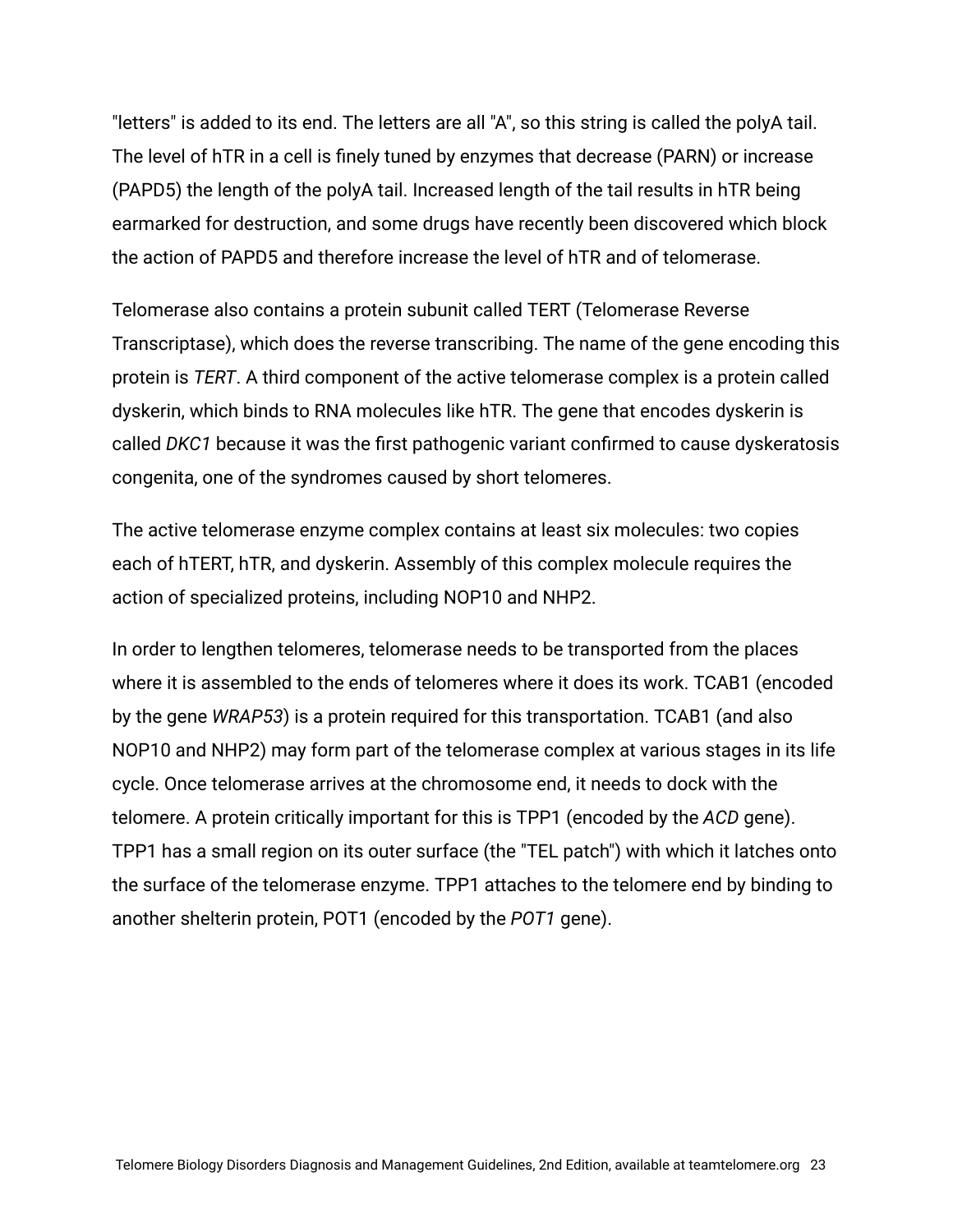"letters" is added to its end. The letters are all "A", so this string is called the polyA tail. The level of hTR in a cell is finely tuned by enzymes that decrease (PARN) or increase (PAPD5) the length of the polyA tail. Increased length of the tail results in hTR being earmarked for destruction, and some drugs have recently been discovered which block the action of PAPD5 and therefore increase the level of hTR and of telomerase.

Telomerase also contains a protein subunit called TERT (Telomerase Reverse Transcriptase), which does the reverse transcribing. The name of the gene encoding this protein is *TERT*. A third component of the active telomerase complex is a protein called dyskerin, which binds to RNA molecules like hTR. The gene that encodes dyskerin is called *DKC1* because it was the first pathogenic variant confirmed to cause dyskeratosis congenita, one of the syndromes caused by short telomeres.

The active telomerase enzyme complex contains at least six molecules: two copies each of hTERT, hTR, and dyskerin. Assembly of this complex molecule requires the action of specialized proteins, including NOP10 and NHP2.

In order to lengthen telomeres, telomerase needs to be transported from the places where it is assembled to the ends of telomeres where it does its work. TCAB1 (encoded by the gene *WRAP53*) is a protein required for this transportation. TCAB1 (and also NOP10 and NHP2) may form part of the telomerase complex at various stages in its life cycle. Once telomerase arrives at the chromosome end, it needs to dock with the telomere. A protein critically important for this is TPP1 (encoded by the *ACD* gene). TPP1 has a small region on its outer surface (the "TEL patch") with which it latches onto the surface of the telomerase enzyme. TPP1 attaches to the telomere end by binding to another shelterin protein, POT1 (encoded by the *POT1* gene).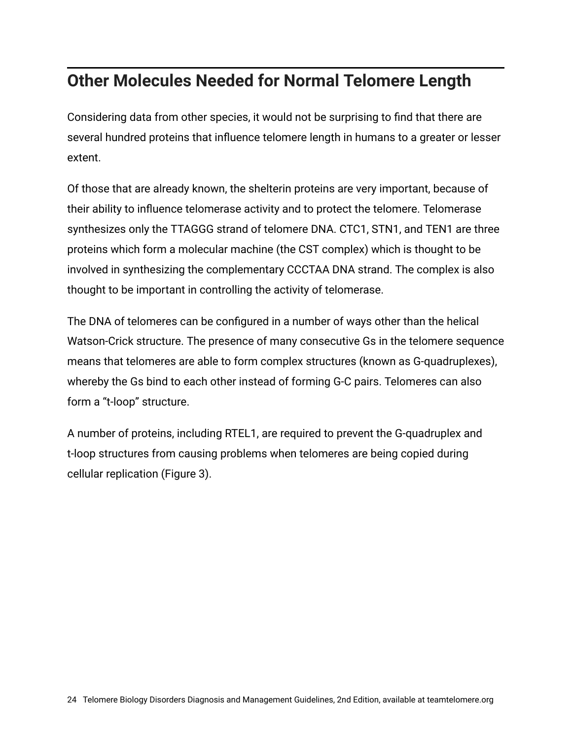## Other Molecules Needed for Normal Telomere Length

Considering data from other species, it would not be surprising to find that there are several hundred proteins that influence telomere length in humans to a greater or lesser extent.

Of those that are already known, the shelterin proteins are very important, because of their ability to influence telomerase activity and to protect the telomere. Telomerase synthesizes only the TTAGGG strand of telomere DNA. CTC1, STN1, and TEN1 are three proteins which form a molecular machine (the CST complex) which is thought to be involved in synthesizing the complementary CCCTAA DNA strand. The complex is also thought to be important in controlling the activity of telomerase.

The DNA of telomeres can be configured in a number of ways other than the helical Watson-Crick structure. The presence of many consecutive Gs in the telomere sequence means that telomeres are able to form complex structures (known as G-quadruplexes), whereby the Gs bind to each other instead of forming G-C pairs. Telomeres can also form a "t-loop" structure.

A number of proteins, including RTEL1, are required to prevent the G-quadruplex and t-loop structures from causing problems when telomeres are being copied during cellular replication (Figure 3).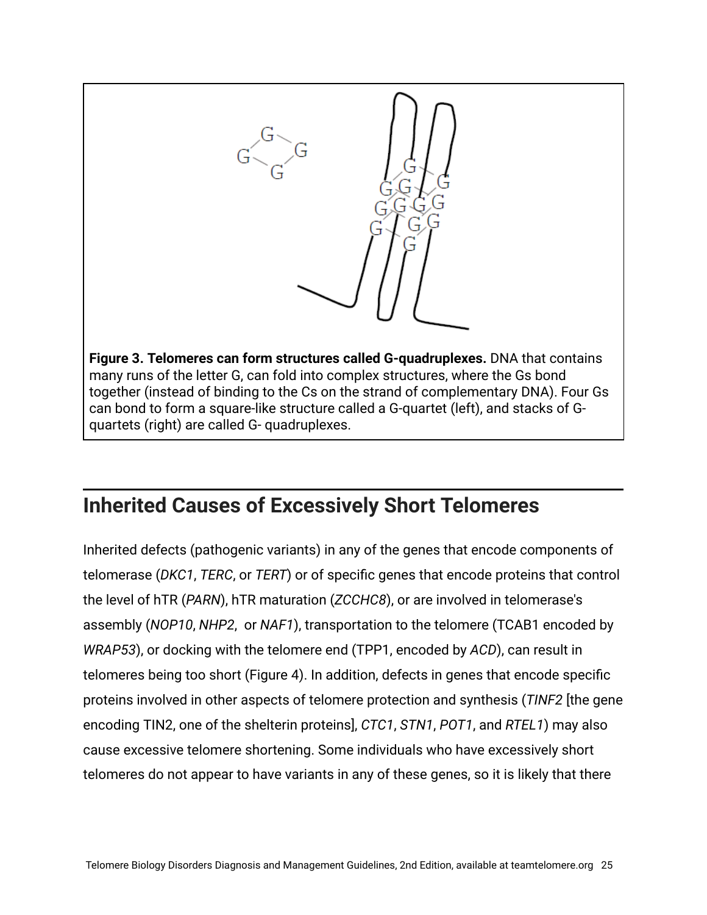**Figure 3. Telomeres can form structures called G-quadruplexes.** DNA that contains many runs of the letter G, can fold into complex structures, where the Gs bond together (instead of binding to the Cs on the strand of complementary DNA). Four Gs can bond to form a square-like structure called a G-quartet (left), and stacks of G-quartets (right) are called G- quadruplexes.

## Inherited Causes of Excessively Short Telomeres

Inherited defects (pathogenic variants) in any of the genes that encode components of telomerase (*DKC1*, *TERC*, or *TERT*) or of specific genes that encode proteins that control the level of hTR (*PARN*), hTR maturation (*ZCCHC8*), or are involved in telomerase's assembly (*NOP10*, *NHP2*, or *NAF1*), transportation to the telomere (TCAB1 encoded by *WRAP53*), or docking with the telomere end (TPP1, encoded by *ACD*), can result in telomeres being too short (Figure 4). In addition, defects in genes that encode specific proteins involved in other aspects of telomere protection and synthesis (*TINF2* [the gene encoding TIN2, one of the shelterin proteins], *CTC1*, *STN1*, *POT1*, and *RTEL1*) may also cause excessive telomere shortening. Some individuals who have excessively short telomeres do not appear to have variants in any of these genes, so it is likely that there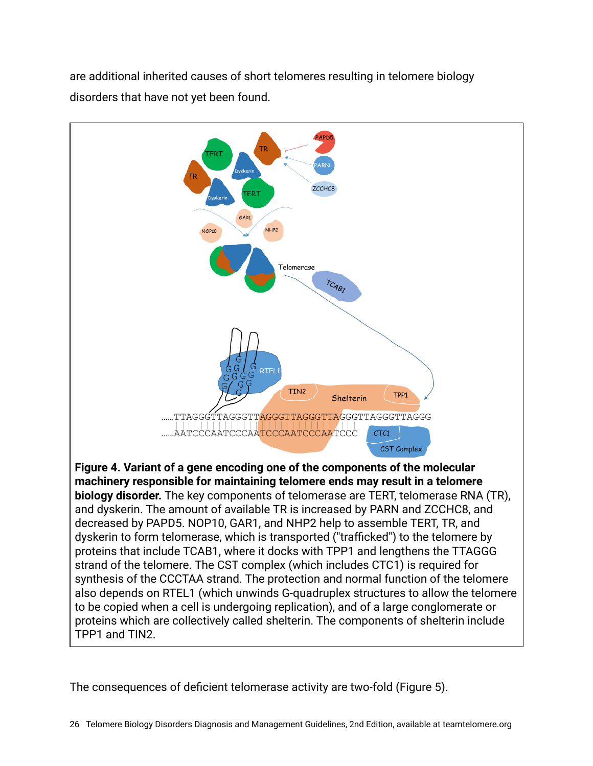are additional inherited causes of short telomeres resulting in telomere biology disorders that have not yet been found.

**Figure 4. Variant of a gene encoding one of the components of the molecular machinery responsible for maintaining telomere ends may result in a telomere biology disorder.** The key components of telomerase are TERT, telomerase RNA (TR), and dyskerin. The amount of available TR is increased by PARN and ZCCHC8, and decreased by PAPD5. NOP10, GAR1, and NHP2 help to assemble TERT, TR, and dyskerin to form telomerase, which is transported ("trafficked") to the telomere by proteins that include TCAB1, where it docks with TPP1 and lengthens the TTAGGG strand of the telomere. The CST complex (which includes CTC1) is required for synthesis of the CCCTAA strand. The protection and normal function of the telomere also depends on RTEL1 (which unwinds G-quadruplex structures to allow the telomere to be copied when a cell is undergoing replication), and of a large conglomerate or proteins which are collectively called shelterin. The components of shelterin include TPP1 and TIN2.

The consequences of deficient telomerase activity are two-fold (Figure 5).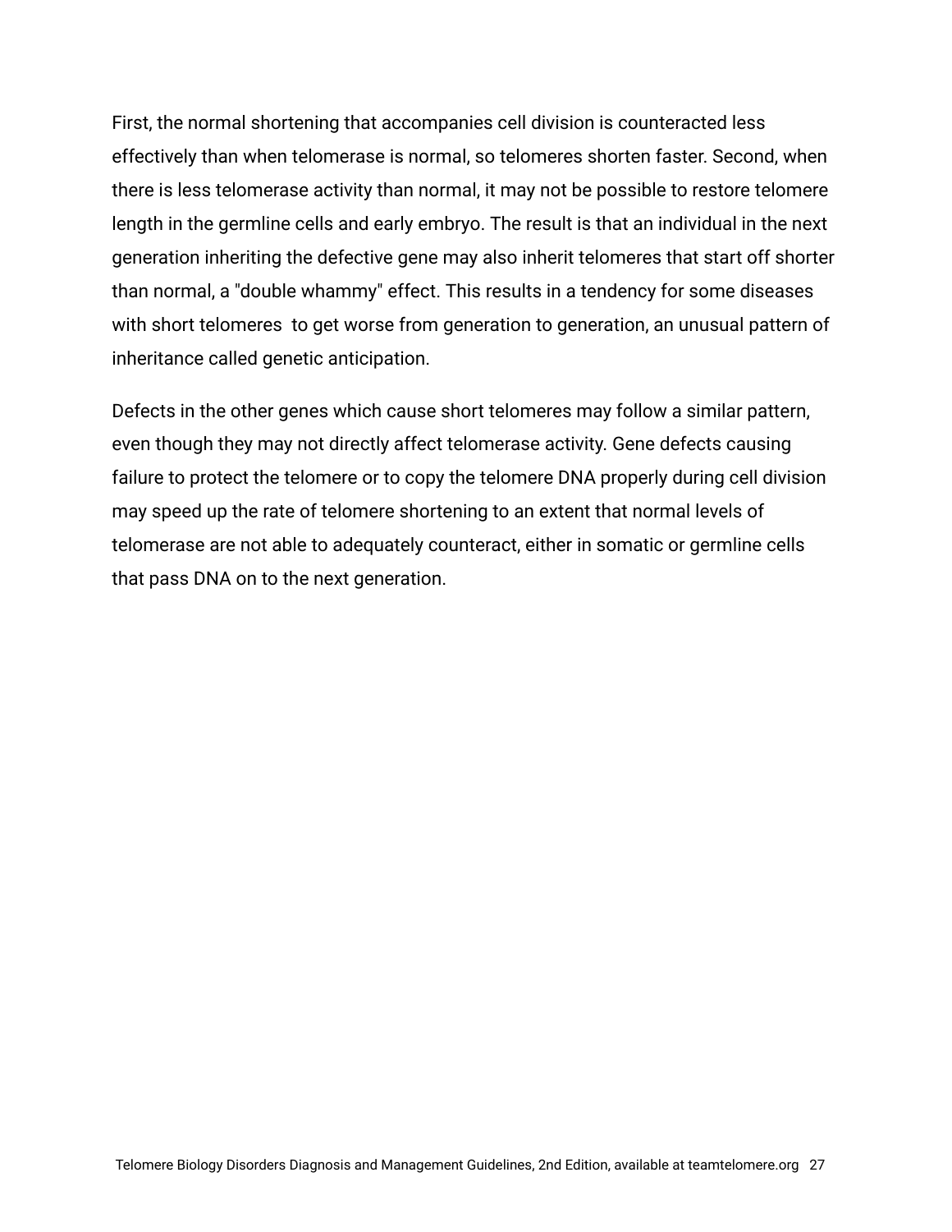First, the normal shortening that accompanies cell division is counteracted less effectively than when telomerase is normal, so telomeres shorten faster. Second, when there is less telomerase activity than normal, it may not be possible to restore telomere length in the germline cells and early embryo. The result is that an individual in the next generation inheriting the defective gene may also inherit telomeres that start off shorter than normal, a "double whammy" effect. This results in a tendency for some diseases with short telomeres to get worse from generation to generation, an unusual pattern of inheritance called genetic anticipation.

Defects in the other genes which cause short telomeres may follow a similar pattern, even though they may not directly affect telomerase activity. Gene defects causing failure to protect the telomere or to copy the telomere DNA properly during cell division may speed up the rate of telomere shortening to an extent that normal levels of telomerase are not able to adequately counteract, either in somatic or germline cells that pass DNA on to the next generation.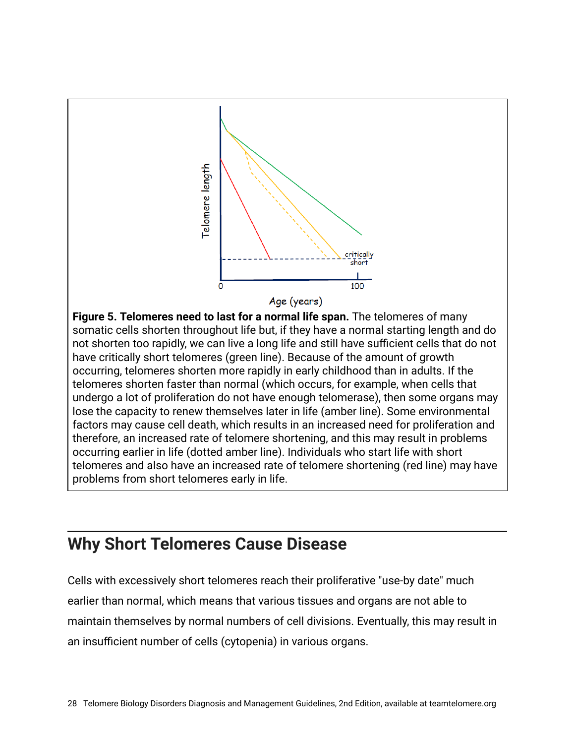**Figure 5. Telomeres need to last for a normal life span.** The telomeres of many somatic cells shorten throughout life but, if they have a normal starting length and do not shorten too rapidly, we can live a long life and still have sufficient cells that do not have critically short telomeres (green line). Because of the amount of growth occurring, telomeres shorten more rapidly in early childhood than in adults. If the telomeres shorten faster than normal (which occurs, for example, when cells that undergo a lot of proliferation do not have enough telomerase), then some organs may lose the capacity to renew themselves later in life (amber line). Some environmental factors may cause cell death, which results in an increased need for proliferation and therefore, an increased rate of telomere shortening, and this may result in problems occurring earlier in life (dotted amber line). Individuals who start life with short telomeres and also have an increased rate of telomere shortening (red line) may have problems from short telomeres early in life.

## Why Short Telomeres Cause Disease

Cells with excessively short telomeres reach their proliferative "use-by date" much earlier than normal, which means that various tissues and organs are not able to maintain themselves by normal numbers of cell divisions. Eventually, this may result in an insufficient number of cells (cytopenia) in various organs.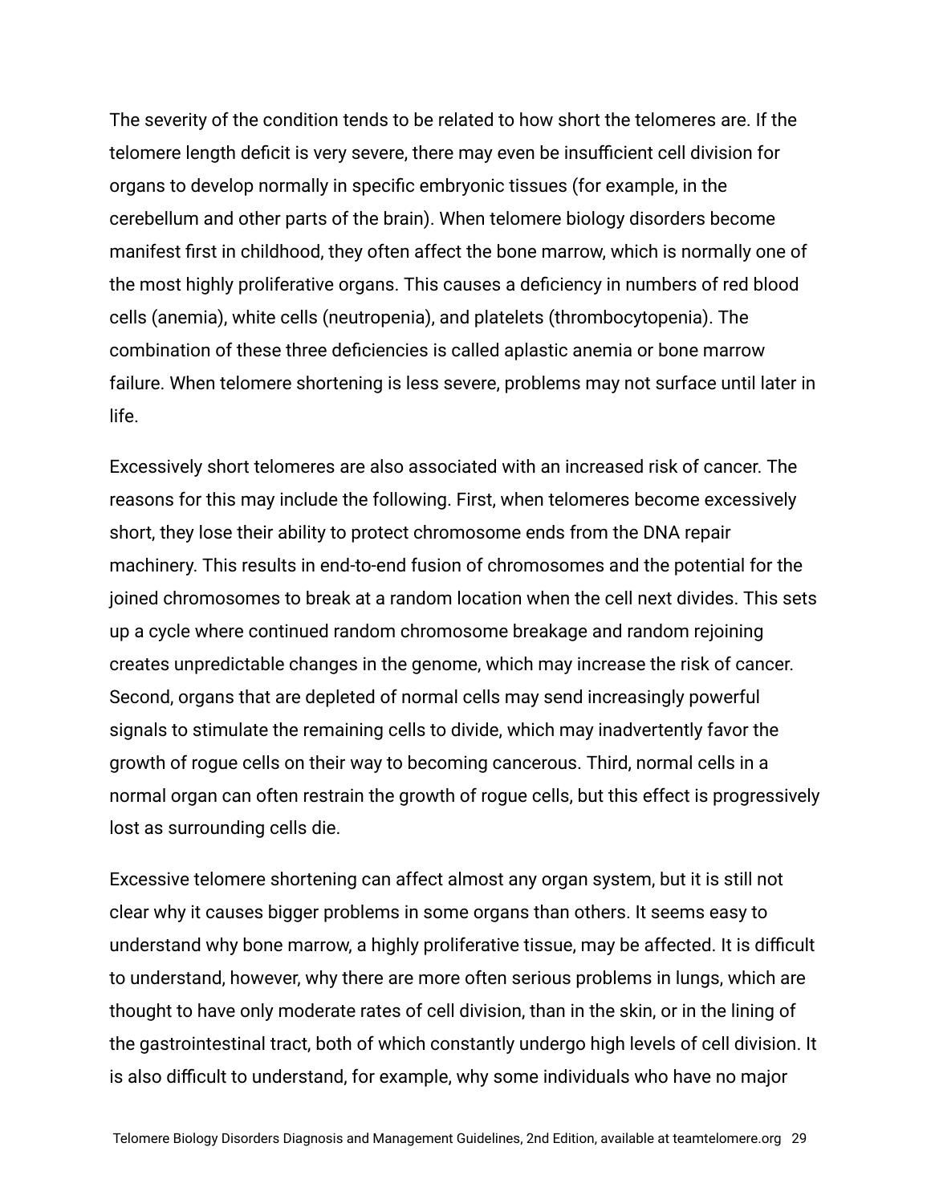The severity of the condition tends to be related to how short the telomeres are. If the telomere length deficit is very severe, there may even be insufficient cell division for organs to develop normally in specific embryonic tissues (for example, in the cerebellum and other parts of the brain). When telomere biology disorders become manifest first in childhood, they often affect the bone marrow, which is normally one of the most highly proliferative organs. This causes a deficiency in numbers of red blood cells (anemia), white cells (neutropenia), and platelets (thrombocytopenia). The combination of these three deficiencies is called aplastic anemia or bone marrow failure. When telomere shortening is less severe, problems may not surface until later in life.

Excessively short telomeres are also associated with an increased risk of cancer. The reasons for this may include the following. First, when telomeres become excessively short, they lose their ability to protect chromosome ends from the DNA repair machinery. This results in end-to-end fusion of chromosomes and the potential for the joined chromosomes to break at a random location when the cell next divides. This sets up a cycle where continued random chromosome breakage and random rejoining creates unpredictable changes in the genome, which may increase the risk of cancer. Second, organs that are depleted of normal cells may send increasingly powerful signals to stimulate the remaining cells to divide, which may inadvertently favor the growth of rogue cells on their way to becoming cancerous. Third, normal cells in a normal organ can often restrain the growth of rogue cells, but this effect is progressively lost as surrounding cells die.

Excessive telomere shortening can affect almost any organ system, but it is still not clear why it causes bigger problems in some organs than others. It seems easy to understand why bone marrow, a highly proliferative tissue, may be affected. It is difficult to understand, however, why there are more often serious problems in lungs, which are thought to have only moderate rates of cell division, than in the skin, or in the lining of the gastrointestinal tract, both of which constantly undergo high levels of cell division. It is also difficult to understand, for example, why some individuals who have no major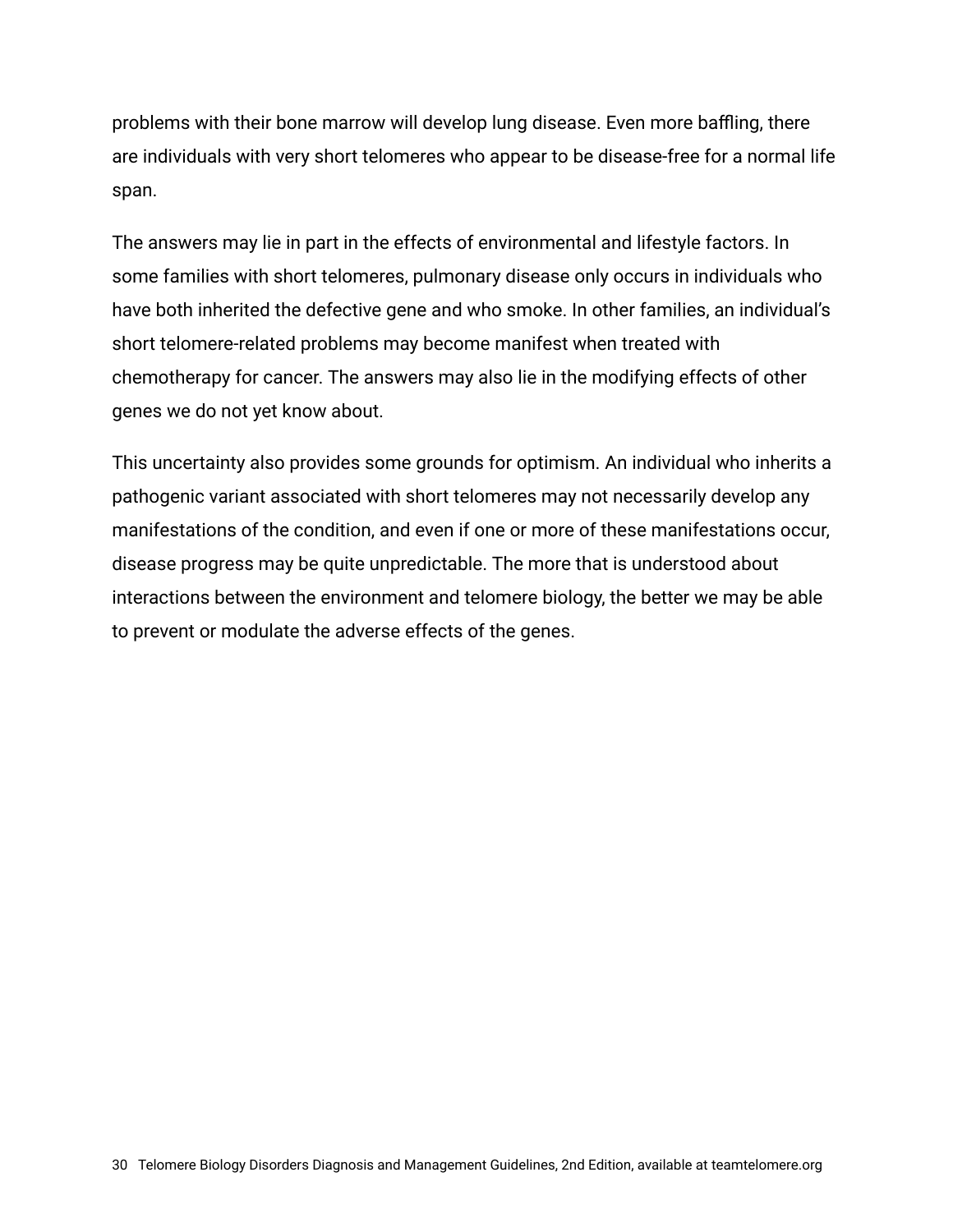problems with their bone marrow will develop lung disease. Even more baffling, there are individuals with very short telomeres who appear to be disease-free for a normal life span.

The answers may lie in part in the effects of environmental and lifestyle factors. In some families with short telomeres, pulmonary disease only occurs in individuals who have both inherited the defective gene and who smoke. In other families, an individual's short telomere-related problems may become manifest when treated with chemotherapy for cancer. The answers may also lie in the modifying effects of other genes we do not yet know about.

This uncertainty also provides some grounds for optimism. An individual who inherits a pathogenic variant associated with short telomeres may not necessarily develop any manifestations of the condition, and even if one or more of these manifestations occur, disease progress may be quite unpredictable. The more that is understood about interactions between the environment and telomere biology, the better we may be able to prevent or modulate the adverse effects of the genes.